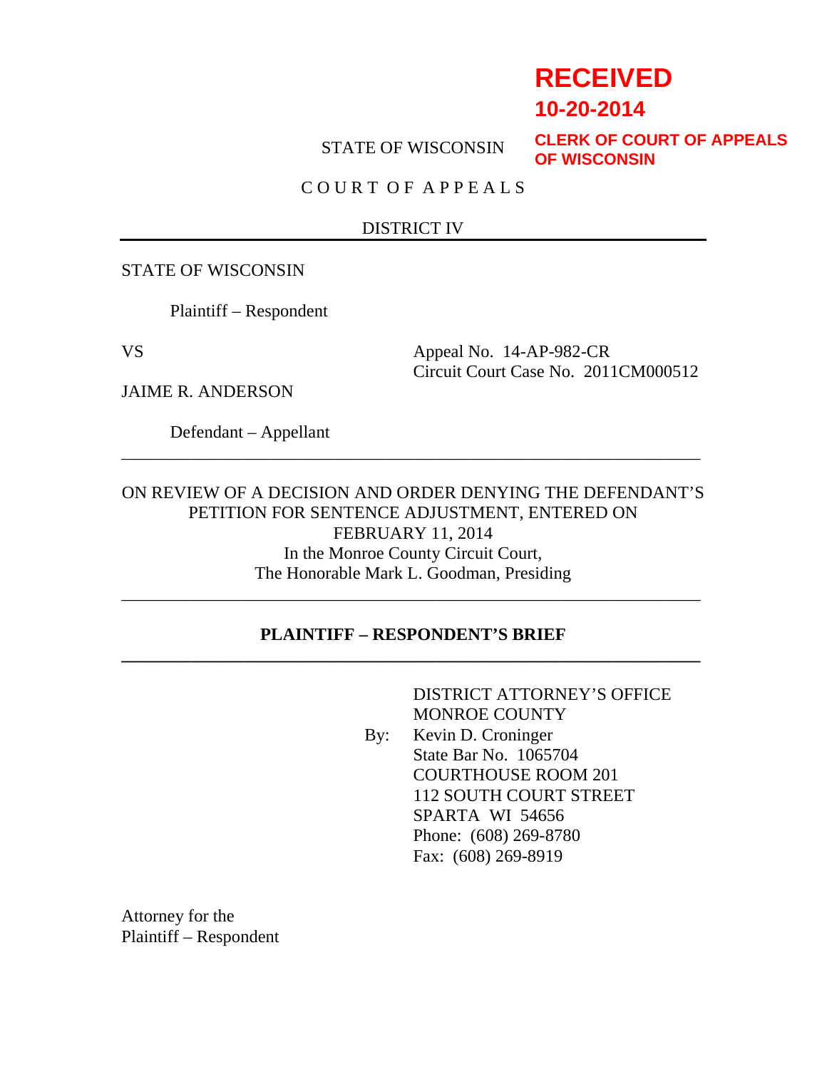**RECEIVED**

**10-20-2014**

**CLERK OF COURT OF APPEALS OF WISCONSIN**

STATE OF WISCONSIN

C O U R T O F A P P E A L S

DISTRICT IV

---

STATE OF WISCONSIN

Plaintiff – Respondent

VS

Appeal No. 14-AP-982-CR
Circuit Court Case No. 2011CM000512

JAIME R. ANDERSON

Defendant – Appellant

---

ON REVIEW OF A DECISION AND ORDER DENYING THE DEFENDANT'S PETITION FOR SENTENCE ADJUSTMENT, ENTERED ON FEBRUARY 11, 2014
In the Monroe County Circuit Court,
The Honorable Mark L. Goodman, Presiding

---

**PLAINTIFF – RESPONDENT'S BRIEF**

---

DISTRICT ATTORNEY'S OFFICE
MONROE COUNTY
By: Kevin D. Croninger
State Bar No. 1065704
COURTHOUSE ROOM 201
112 SOUTH COURT STREET
SPARTA WI 54656
Phone: (608) 269-8780
Fax: (608) 269-8919

Attorney for the
Plaintiff – Respondent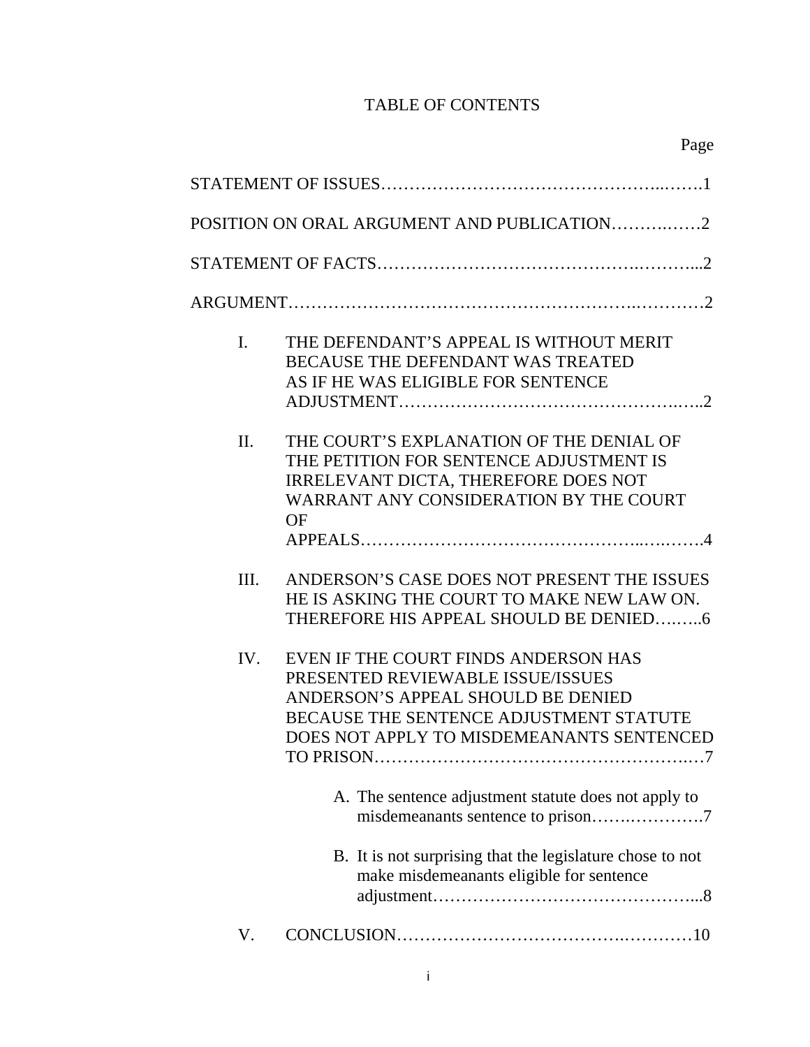# TABLE OF CONTENTS

Page

STATEMENT OF ISSUES……………………………………………..…….1

POSITION ON ORAL ARGUMENT AND PUBLICATION……….……2

STATEMENT OF FACTS…………………………………….………...2

ARGUMENT……………………………………………………..…………2

I. THE DEFENDANT'S APPEAL IS WITHOUT MERIT BECAUSE THE DEFENDANT WAS TREATED AS IF HE WAS ELIGIBLE FOR SENTENCE ADJUSTMENT…………………………………………..…..2

II. THE COURT'S EXPLANATION OF THE DENIAL OF THE PETITION FOR SENTENCE ADJUSTMENT IS IRRELEVANT DICTA, THEREFORE DOES NOT WARRANT ANY CONSIDERATION BY THE COURT OF APPEALS………………………………………..…..…….4

III. ANDERSON'S CASE DOES NOT PRESENT THE ISSUES HE IS ASKING THE COURT TO MAKE NEW LAW ON. THEREFORE HIS APPEAL SHOULD BE DENIED….…..6

IV. EVEN IF THE COURT FINDS ANDERSON HAS PRESENTED REVIEWABLE ISSUE/ISSUES ANDERSON'S APPEAL SHOULD BE DENIED BECAUSE THE SENTENCE ADJUSTMENT STATUTE DOES NOT APPLY TO MISDEMEANANTS SENTENCED TO PRISON………………………………………………..…7

A. The sentence adjustment statute does not apply to misdemeanants sentence to prison…….………….7

B. It is not surprising that the legislature chose to not make misdemeanants eligible for sentence adjustment………………………………………...8

V. CONCLUSION……………………………….…………10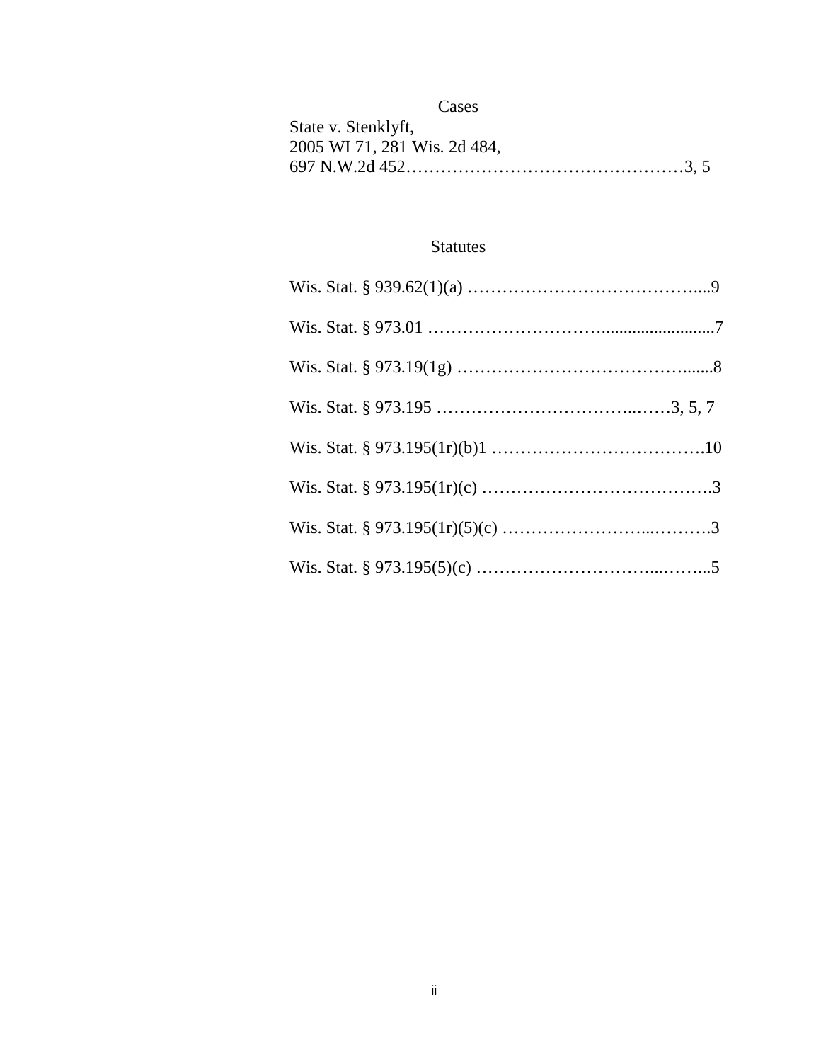## Cases

State v. Stenklyft,
2005 WI 71, 281 Wis. 2d 484,
697 N.W.2d 452…………………………………………3, 5

## Statutes

Wis. Stat. § 939.62(1)(a) …………………………………....9

Wis. Stat. § 973.01 ………………………..........................7

Wis. Stat. § 973.19(1g) …………………………………......8

Wis. Stat. § 973.195 ……………………………..……3, 5, 7

Wis. Stat. § 973.195(1r)(b)1 ……………………………….10

Wis. Stat. § 973.195(1r)(c) ………………………………….3

Wis. Stat. § 973.195(1r)(5)(c) …………………...……….3

Wis. Stat. § 973.195(5)(c) …………………………...……...5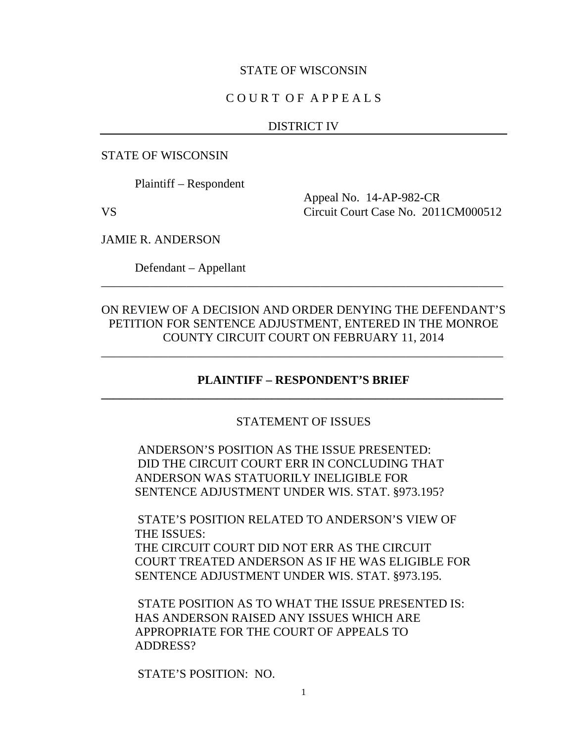STATE OF WISCONSIN

C O U R T O F A P P E A L S

DISTRICT IV

---

STATE OF WISCONSIN

Plaintiff – Respondent

Appeal No. 14-AP-982-CR

VS

Circuit Court Case No. 2011CM000512

JAMIE R. ANDERSON

Defendant – Appellant

---

ON REVIEW OF A DECISION AND ORDER DENYING THE DEFENDANT'S PETITION FOR SENTENCE ADJUSTMENT, ENTERED IN THE MONROE COUNTY CIRCUIT COURT ON FEBRUARY 11, 2014

---

**PLAINTIFF – RESPONDENT'S BRIEF**

---

STATEMENT OF ISSUES

ANDERSON'S POSITION AS THE ISSUE PRESENTED: DID THE CIRCUIT COURT ERR IN CONCLUDING THAT ANDERSON WAS STATUORILY INELIGIBLE FOR SENTENCE ADJUSTMENT UNDER WIS. STAT. §973.195?

STATE'S POSITION RELATED TO ANDERSON'S VIEW OF THE ISSUES: THE CIRCUIT COURT DID NOT ERR AS THE CIRCUIT COURT TREATED ANDERSON AS IF HE WAS ELIGIBLE FOR SENTENCE ADJUSTMENT UNDER WIS. STAT. §973.195.

STATE POSITION AS TO WHAT THE ISSUE PRESENTED IS: HAS ANDERSON RAISED ANY ISSUES WHICH ARE APPROPRIATE FOR THE COURT OF APPEALS TO ADDRESS?

STATE'S POSITION: NO.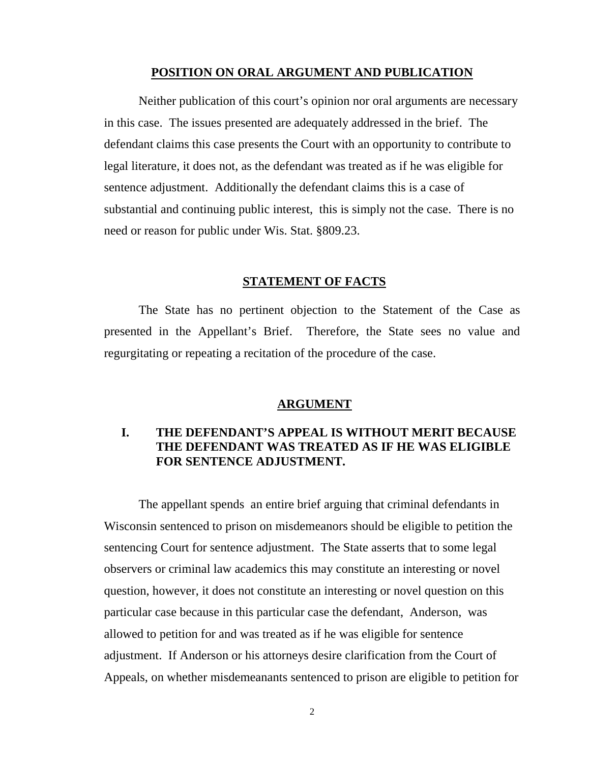## POSITION ON ORAL ARGUMENT AND PUBLICATION

Neither publication of this court's opinion nor oral arguments are necessary in this case. The issues presented are adequately addressed in the brief. The defendant claims this case presents the Court with an opportunity to contribute to legal literature, it does not, as the defendant was treated as if he was eligible for sentence adjustment. Additionally the defendant claims this is a case of substantial and continuing public interest, this is simply not the case. There is no need or reason for public under Wis. Stat. §809.23.

## STATEMENT OF FACTS

The State has no pertinent objection to the Statement of the Case as presented in the Appellant's Brief. Therefore, the State sees no value and regurgitating or repeating a recitation of the procedure of the case.

## ARGUMENT

### I. THE DEFENDANT'S APPEAL IS WITHOUT MERIT BECAUSE THE DEFENDANT WAS TREATED AS IF HE WAS ELIGIBLE FOR SENTENCE ADJUSTMENT.

The appellant spends an entire brief arguing that criminal defendants in Wisconsin sentenced to prison on misdemeanors should be eligible to petition the sentencing Court for sentence adjustment. The State asserts that to some legal observers or criminal law academics this may constitute an interesting or novel question, however, it does not constitute an interesting or novel question on this particular case because in this particular case the defendant, Anderson, was allowed to petition for and was treated as if he was eligible for sentence adjustment. If Anderson or his attorneys desire clarification from the Court of Appeals, on whether misdemeanants sentenced to prison are eligible to petition for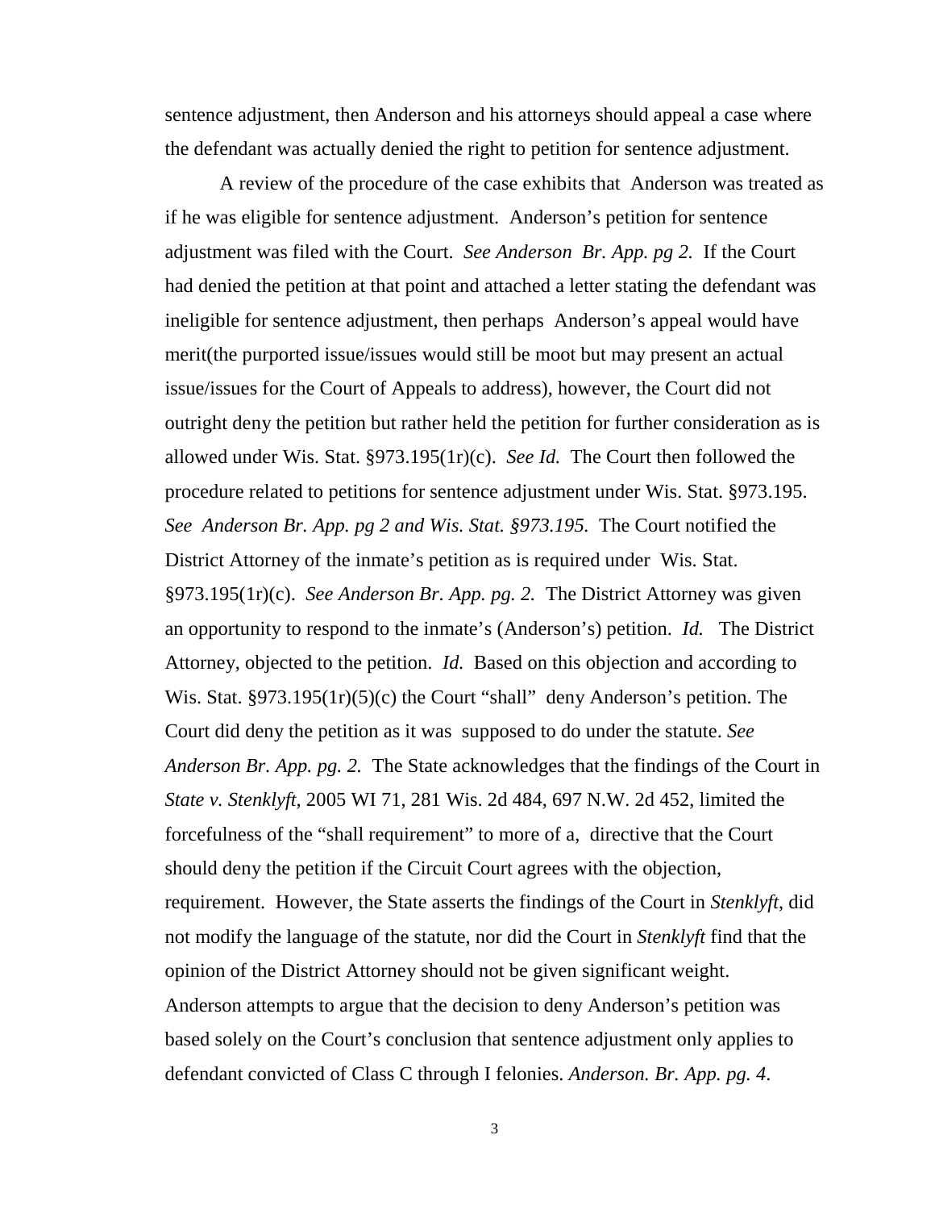sentence adjustment, then Anderson and his attorneys should appeal a case where the defendant was actually denied the right to petition for sentence adjustment.

A review of the procedure of the case exhibits that Anderson was treated as if he was eligible for sentence adjustment. Anderson's petition for sentence adjustment was filed with the Court. *See Anderson Br. App. pg 2.* If the Court had denied the petition at that point and attached a letter stating the defendant was ineligible for sentence adjustment, then perhaps Anderson's appeal would have merit(the purported issue/issues would still be moot but may present an actual issue/issues for the Court of Appeals to address), however, the Court did not outright deny the petition but rather held the petition for further consideration as is allowed under Wis. Stat. §973.195(1r)(c). *See Id.* The Court then followed the procedure related to petitions for sentence adjustment under Wis. Stat. §973.195. *See Anderson Br. App. pg 2 and Wis. Stat. §973.195.* The Court notified the District Attorney of the inmate's petition as is required under Wis. Stat. §973.195(1r)(c). *See Anderson Br. App. pg. 2.* The District Attorney was given an opportunity to respond to the inmate's (Anderson's) petition. *Id.* The District Attorney, objected to the petition. *Id.* Based on this objection and according to Wis. Stat. §973.195(1r)(5)(c) the Court "shall" deny Anderson's petition. The Court did deny the petition as it was supposed to do under the statute. *See Anderson Br. App. pg. 2.* The State acknowledges that the findings of the Court in *State v. Stenklyft*, 2005 WI 71, 281 Wis. 2d 484, 697 N.W. 2d 452, limited the forcefulness of the "shall requirement" to more of a, directive that the Court should deny the petition if the Circuit Court agrees with the objection, requirement. However, the State asserts the findings of the Court in *Stenklyft*, did not modify the language of the statute, nor did the Court in *Stenklyft* find that the opinion of the District Attorney should not be given significant weight. Anderson attempts to argue that the decision to deny Anderson's petition was based solely on the Court's conclusion that sentence adjustment only applies to defendant convicted of Class C through I felonies. *Anderson. Br. App. pg. 4.*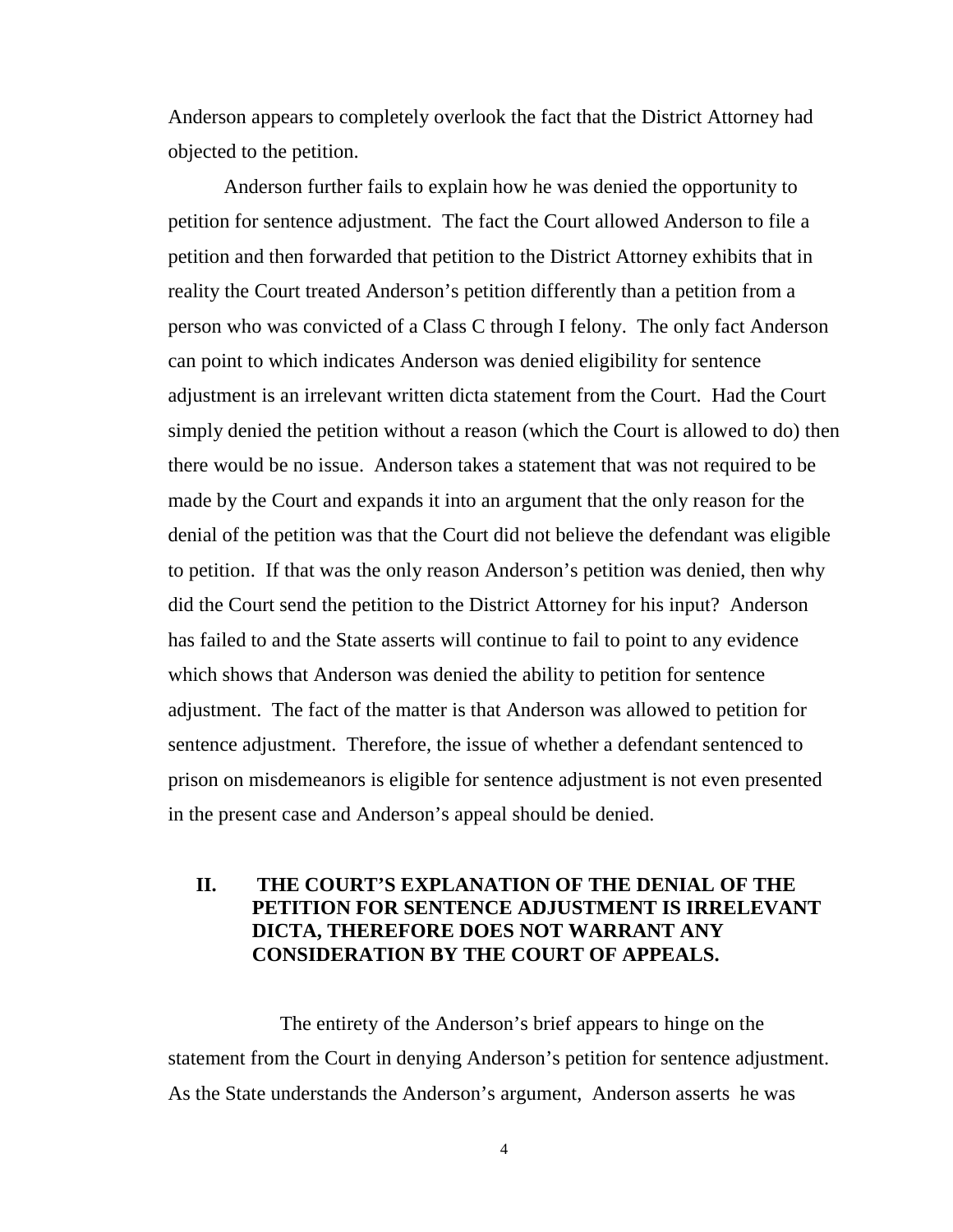Anderson appears to completely overlook the fact that the District Attorney had objected to the petition.

Anderson further fails to explain how he was denied the opportunity to petition for sentence adjustment. The fact the Court allowed Anderson to file a petition and then forwarded that petition to the District Attorney exhibits that in reality the Court treated Anderson's petition differently than a petition from a person who was convicted of a Class C through I felony. The only fact Anderson can point to which indicates Anderson was denied eligibility for sentence adjustment is an irrelevant written dicta statement from the Court. Had the Court simply denied the petition without a reason (which the Court is allowed to do) then there would be no issue. Anderson takes a statement that was not required to be made by the Court and expands it into an argument that the only reason for the denial of the petition was that the Court did not believe the defendant was eligible to petition. If that was the only reason Anderson's petition was denied, then why did the Court send the petition to the District Attorney for his input? Anderson has failed to and the State asserts will continue to fail to point to any evidence which shows that Anderson was denied the ability to petition for sentence adjustment. The fact of the matter is that Anderson was allowed to petition for sentence adjustment. Therefore, the issue of whether a defendant sentenced to prison on misdemeanors is eligible for sentence adjustment is not even presented in the present case and Anderson's appeal should be denied.

## II. THE COURT'S EXPLANATION OF THE DENIAL OF THE PETITION FOR SENTENCE ADJUSTMENT IS IRRELEVANT DICTA, THEREFORE DOES NOT WARRANT ANY CONSIDERATION BY THE COURT OF APPEALS.

The entirety of the Anderson's brief appears to hinge on the statement from the Court in denying Anderson's petition for sentence adjustment. As the State understands the Anderson's argument, Anderson asserts he was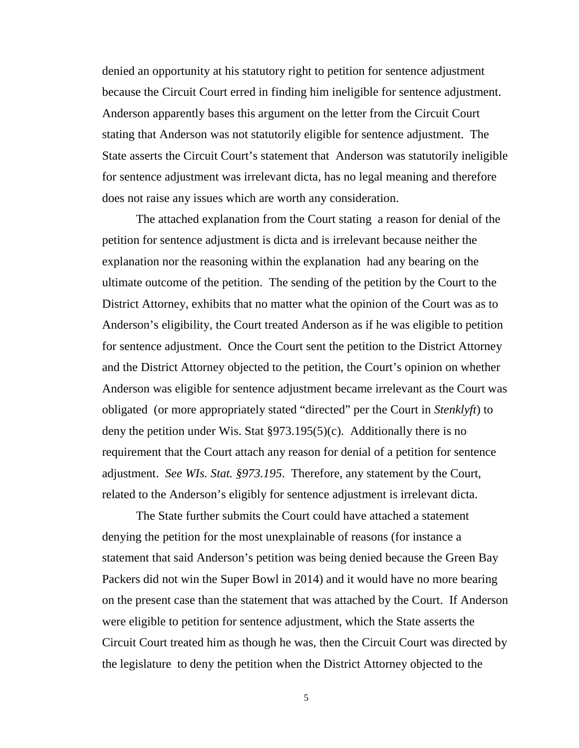denied an opportunity at his statutory right to petition for sentence adjustment because the Circuit Court erred in finding him ineligible for sentence adjustment. Anderson apparently bases this argument on the letter from the Circuit Court stating that Anderson was not statutorily eligible for sentence adjustment. The State asserts the Circuit Court's statement that Anderson was statutorily ineligible for sentence adjustment was irrelevant dicta, has no legal meaning and therefore does not raise any issues which are worth any consideration.

The attached explanation from the Court stating a reason for denial of the petition for sentence adjustment is dicta and is irrelevant because neither the explanation nor the reasoning within the explanation had any bearing on the ultimate outcome of the petition. The sending of the petition by the Court to the District Attorney, exhibits that no matter what the opinion of the Court was as to Anderson's eligibility, the Court treated Anderson as if he was eligible to petition for sentence adjustment. Once the Court sent the petition to the District Attorney and the District Attorney objected to the petition, the Court's opinion on whether Anderson was eligible for sentence adjustment became irrelevant as the Court was obligated (or more appropriately stated "directed" per the Court in *Stenklyft*) to deny the petition under Wis. Stat §973.195(5)(c). Additionally there is no requirement that the Court attach any reason for denial of a petition for sentence adjustment. *See WIs. Stat. §973.195*. Therefore, any statement by the Court, related to the Anderson's eligibly for sentence adjustment is irrelevant dicta.

The State further submits the Court could have attached a statement denying the petition for the most unexplainable of reasons (for instance a statement that said Anderson's petition was being denied because the Green Bay Packers did not win the Super Bowl in 2014) and it would have no more bearing on the present case than the statement that was attached by the Court. If Anderson were eligible to petition for sentence adjustment, which the State asserts the Circuit Court treated him as though he was, then the Circuit Court was directed by the legislature to deny the petition when the District Attorney objected to the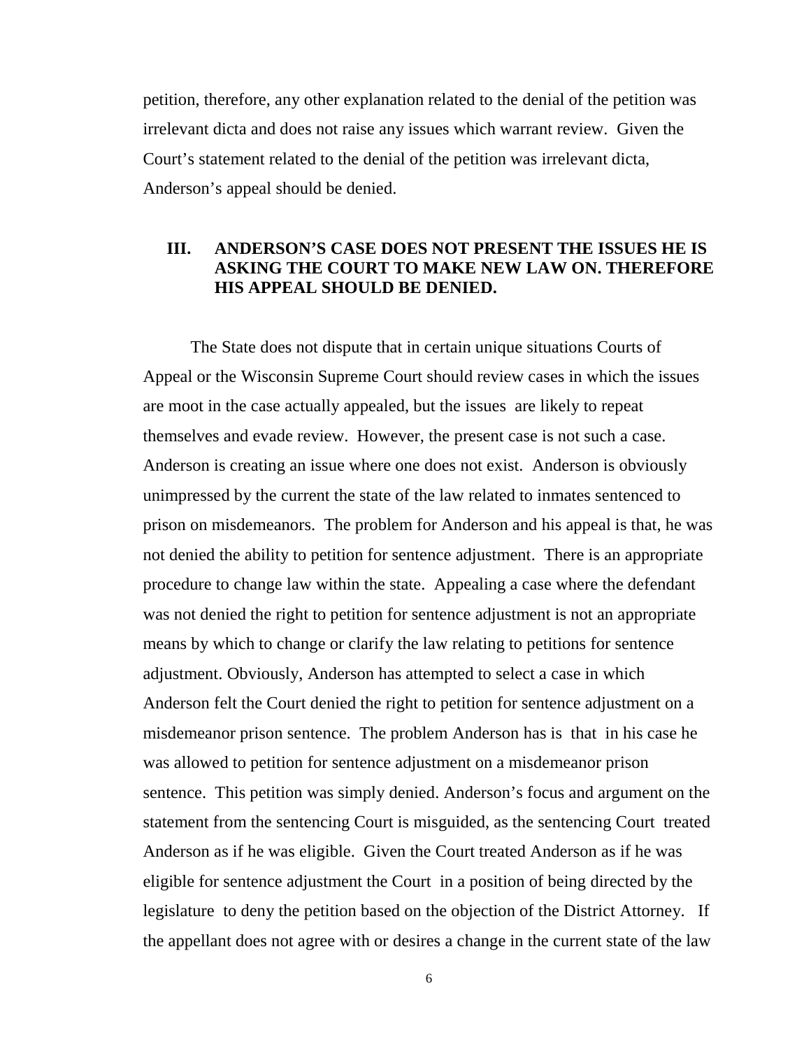petition, therefore, any other explanation related to the denial of the petition was irrelevant dicta and does not raise any issues which warrant review. Given the Court's statement related to the denial of the petition was irrelevant dicta, Anderson's appeal should be denied.

## III. ANDERSON'S CASE DOES NOT PRESENT THE ISSUES HE IS ASKING THE COURT TO MAKE NEW LAW ON. THEREFORE HIS APPEAL SHOULD BE DENIED.

The State does not dispute that in certain unique situations Courts of Appeal or the Wisconsin Supreme Court should review cases in which the issues are moot in the case actually appealed, but the issues are likely to repeat themselves and evade review. However, the present case is not such a case. Anderson is creating an issue where one does not exist. Anderson is obviously unimpressed by the current the state of the law related to inmates sentenced to prison on misdemeanors. The problem for Anderson and his appeal is that, he was not denied the ability to petition for sentence adjustment. There is an appropriate procedure to change law within the state. Appealing a case where the defendant was not denied the right to petition for sentence adjustment is not an appropriate means by which to change or clarify the law relating to petitions for sentence adjustment. Obviously, Anderson has attempted to select a case in which Anderson felt the Court denied the right to petition for sentence adjustment on a misdemeanor prison sentence. The problem Anderson has is that in his case he was allowed to petition for sentence adjustment on a misdemeanor prison sentence. This petition was simply denied. Anderson's focus and argument on the statement from the sentencing Court is misguided, as the sentencing Court treated Anderson as if he was eligible. Given the Court treated Anderson as if he was eligible for sentence adjustment the Court in a position of being directed by the legislature to deny the petition based on the objection of the District Attorney. If the appellant does not agree with or desires a change in the current state of the law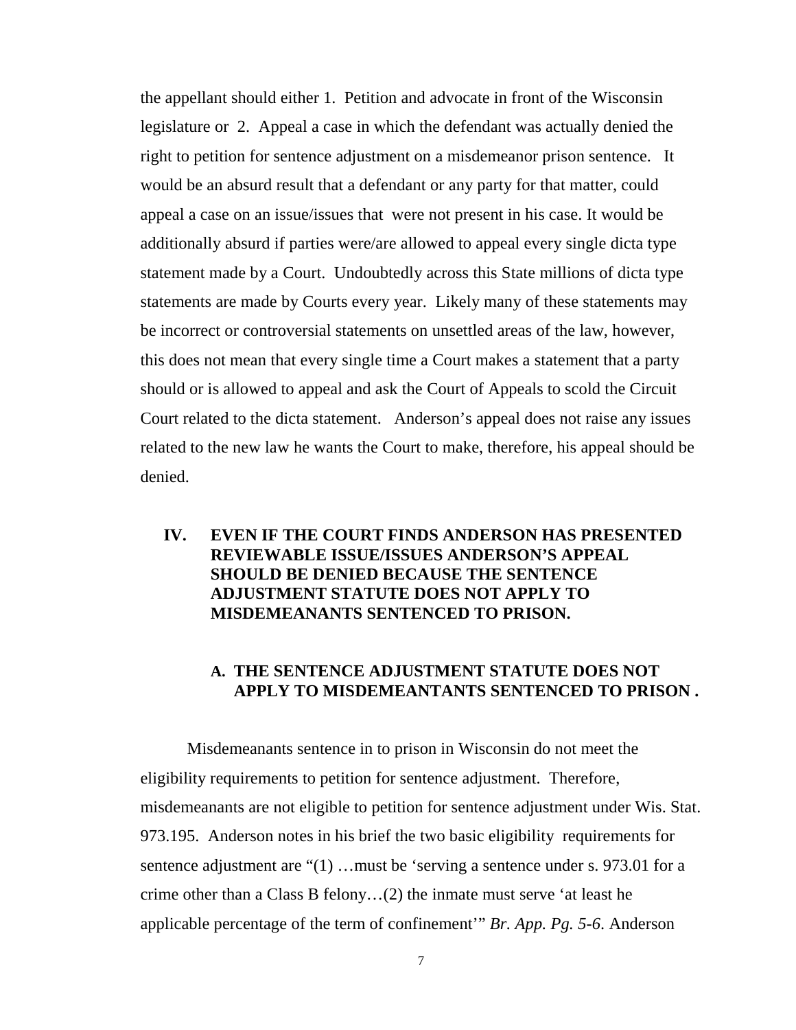the appellant should either 1. Petition and advocate in front of the Wisconsin legislature or 2. Appeal a case in which the defendant was actually denied the right to petition for sentence adjustment on a misdemeanor prison sentence. It would be an absurd result that a defendant or any party for that matter, could appeal a case on an issue/issues that were not present in his case. It would be additionally absurd if parties were/are allowed to appeal every single dicta type statement made by a Court. Undoubtedly across this State millions of dicta type statements are made by Courts every year. Likely many of these statements may be incorrect or controversial statements on unsettled areas of the law, however, this does not mean that every single time a Court makes a statement that a party should or is allowed to appeal and ask the Court of Appeals to scold the Circuit Court related to the dicta statement. Anderson's appeal does not raise any issues related to the new law he wants the Court to make, therefore, his appeal should be denied.

## IV. EVEN IF THE COURT FINDS ANDERSON HAS PRESENTED REVIEWABLE ISSUE/ISSUES ANDERSON'S APPEAL SHOULD BE DENIED BECAUSE THE SENTENCE ADJUSTMENT STATUTE DOES NOT APPLY TO MISDEMEANANTS SENTENCED TO PRISON.

### A. THE SENTENCE ADJUSTMENT STATUTE DOES NOT APPLY TO MISDEMEANTANTS SENTENCED TO PRISON .

Misdemeanants sentence in to prison in Wisconsin do not meet the eligibility requirements to petition for sentence adjustment. Therefore, misdemeanants are not eligible to petition for sentence adjustment under Wis. Stat. 973.195. Anderson notes in his brief the two basic eligibility requirements for sentence adjustment are "(1) …must be 'serving a sentence under s. 973.01 for a crime other than a Class B felony…(2) the inmate must serve 'at least he applicable percentage of the term of confinement'" *Br. App. Pg. 5-6*. Anderson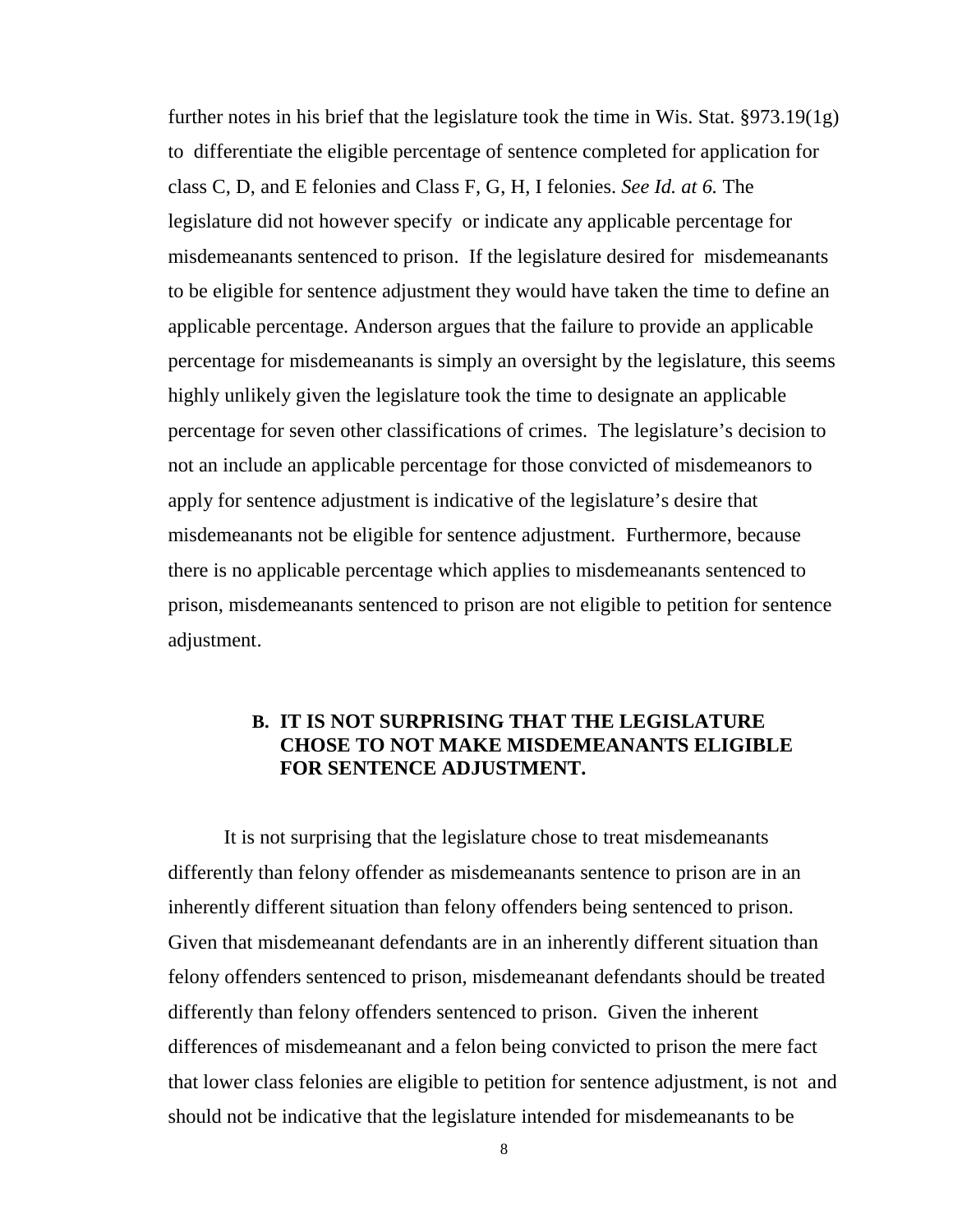further notes in his brief that the legislature took the time in Wis. Stat. §973.19(1g) to differentiate the eligible percentage of sentence completed for application for class C, D, and E felonies and Class F, G, H, I felonies. *See Id. at 6.* The legislature did not however specify or indicate any applicable percentage for misdemeanants sentenced to prison. If the legislature desired for misdemeanants to be eligible for sentence adjustment they would have taken the time to define an applicable percentage. Anderson argues that the failure to provide an applicable percentage for misdemeanants is simply an oversight by the legislature, this seems highly unlikely given the legislature took the time to designate an applicable percentage for seven other classifications of crimes. The legislature's decision to not an include an applicable percentage for those convicted of misdemeanors to apply for sentence adjustment is indicative of the legislature's desire that misdemeanants not be eligible for sentence adjustment. Furthermore, because there is no applicable percentage which applies to misdemeanants sentenced to prison, misdemeanants sentenced to prison are not eligible to petition for sentence adjustment.

### B. IT IS NOT SURPRISING THAT THE LEGISLATURE CHOSE TO NOT MAKE MISDEMEANANTS ELIGIBLE FOR SENTENCE ADJUSTMENT.

It is not surprising that the legislature chose to treat misdemeanants differently than felony offender as misdemeanants sentence to prison are in an inherently different situation than felony offenders being sentenced to prison. Given that misdemeanant defendants are in an inherently different situation than felony offenders sentenced to prison, misdemeanant defendants should be treated differently than felony offenders sentenced to prison. Given the inherent differences of misdemeanant and a felon being convicted to prison the mere fact that lower class felonies are eligible to petition for sentence adjustment, is not and should not be indicative that the legislature intended for misdemeanants to be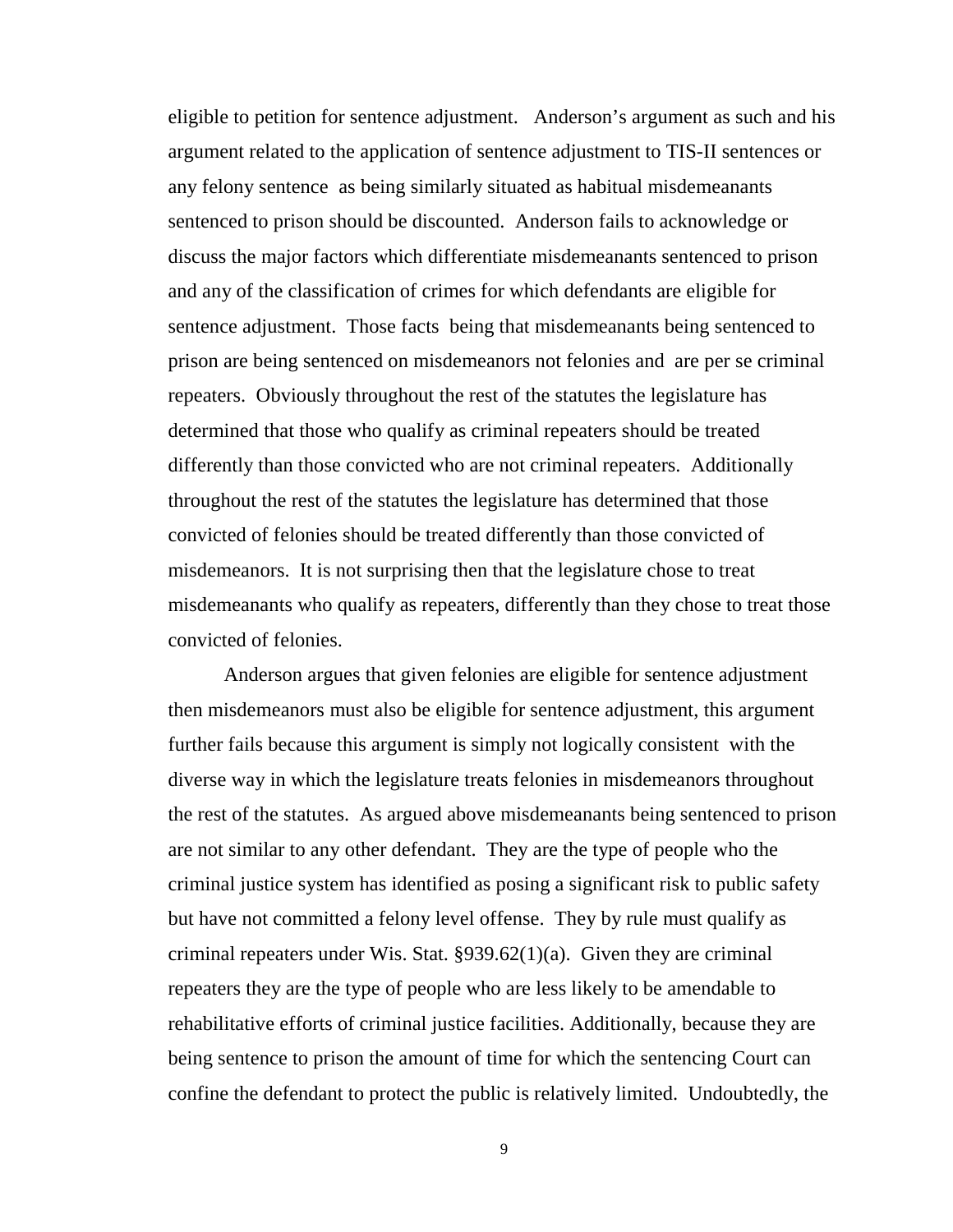eligible to petition for sentence adjustment. Anderson's argument as such and his argument related to the application of sentence adjustment to TIS-II sentences or any felony sentence as being similarly situated as habitual misdemeanants sentenced to prison should be discounted. Anderson fails to acknowledge or discuss the major factors which differentiate misdemeanants sentenced to prison and any of the classification of crimes for which defendants are eligible for sentence adjustment. Those facts being that misdemeanants being sentenced to prison are being sentenced on misdemeanors not felonies and are per se criminal repeaters. Obviously throughout the rest of the statutes the legislature has determined that those who qualify as criminal repeaters should be treated differently than those convicted who are not criminal repeaters. Additionally throughout the rest of the statutes the legislature has determined that those convicted of felonies should be treated differently than those convicted of misdemeanors. It is not surprising then that the legislature chose to treat misdemeanants who qualify as repeaters, differently than they chose to treat those convicted of felonies.

Anderson argues that given felonies are eligible for sentence adjustment then misdemeanors must also be eligible for sentence adjustment, this argument further fails because this argument is simply not logically consistent with the diverse way in which the legislature treats felonies in misdemeanors throughout the rest of the statutes. As argued above misdemeanants being sentenced to prison are not similar to any other defendant. They are the type of people who the criminal justice system has identified as posing a significant risk to public safety but have not committed a felony level offense. They by rule must qualify as criminal repeaters under Wis. Stat. §939.62(1)(a). Given they are criminal repeaters they are the type of people who are less likely to be amendable to rehabilitative efforts of criminal justice facilities. Additionally, because they are being sentence to prison the amount of time for which the sentencing Court can confine the defendant to protect the public is relatively limited. Undoubtedly, the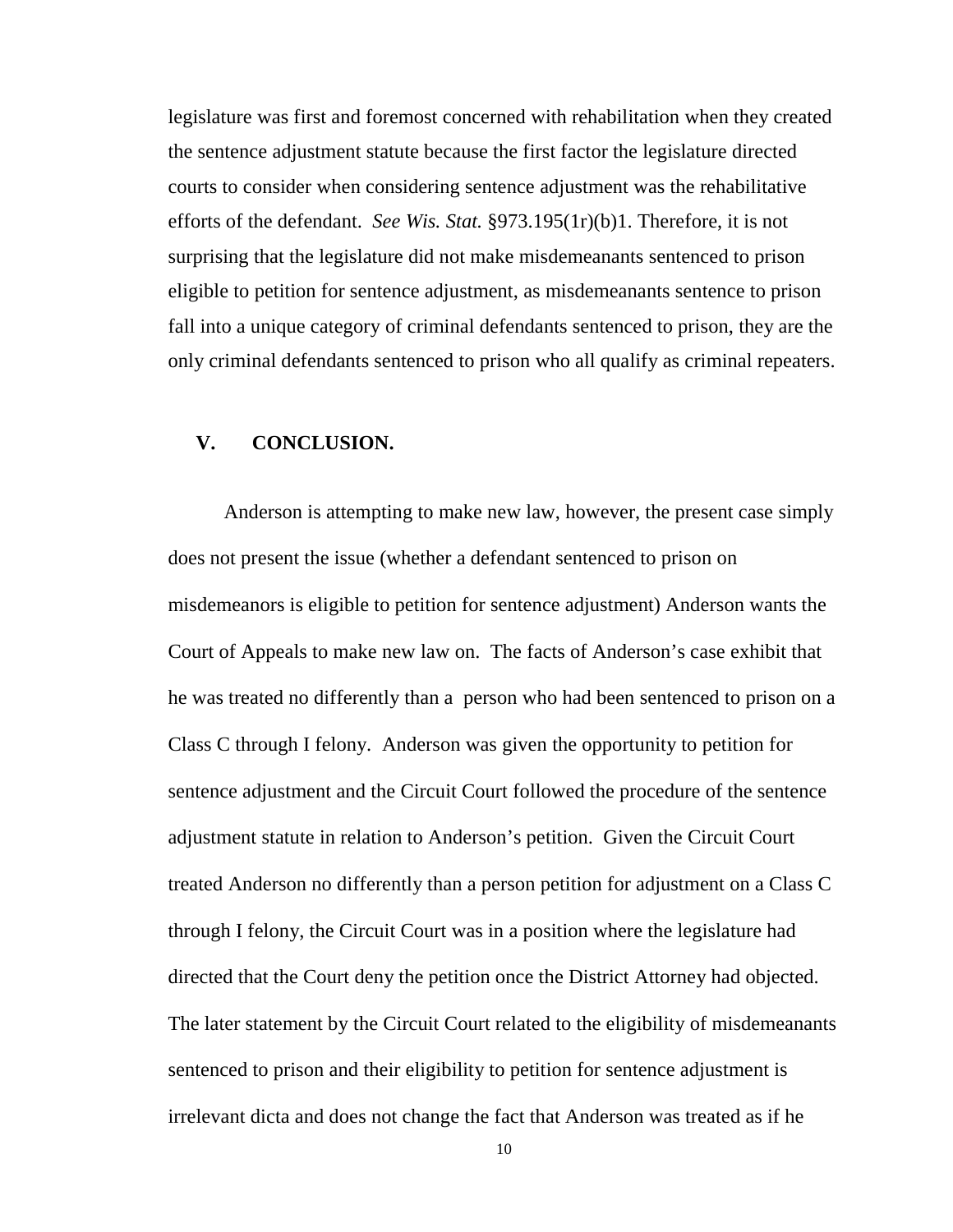legislature was first and foremost concerned with rehabilitation when they created the sentence adjustment statute because the first factor the legislature directed courts to consider when considering sentence adjustment was the rehabilitative efforts of the defendant. *See Wis. Stat.* §973.195(1r)(b)1. Therefore, it is not surprising that the legislature did not make misdemeanants sentenced to prison eligible to petition for sentence adjustment, as misdemeanants sentence to prison fall into a unique category of criminal defendants sentenced to prison, they are the only criminal defendants sentenced to prison who all qualify as criminal repeaters.

## V. CONCLUSION.

Anderson is attempting to make new law, however, the present case simply does not present the issue (whether a defendant sentenced to prison on misdemeanors is eligible to petition for sentence adjustment) Anderson wants the Court of Appeals to make new law on. The facts of Anderson's case exhibit that he was treated no differently than a person who had been sentenced to prison on a Class C through I felony. Anderson was given the opportunity to petition for sentence adjustment and the Circuit Court followed the procedure of the sentence adjustment statute in relation to Anderson's petition. Given the Circuit Court treated Anderson no differently than a person petition for adjustment on a Class C through I felony, the Circuit Court was in a position where the legislature had directed that the Court deny the petition once the District Attorney had objected. The later statement by the Circuit Court related to the eligibility of misdemeanants sentenced to prison and their eligibility to petition for sentence adjustment is irrelevant dicta and does not change the fact that Anderson was treated as if he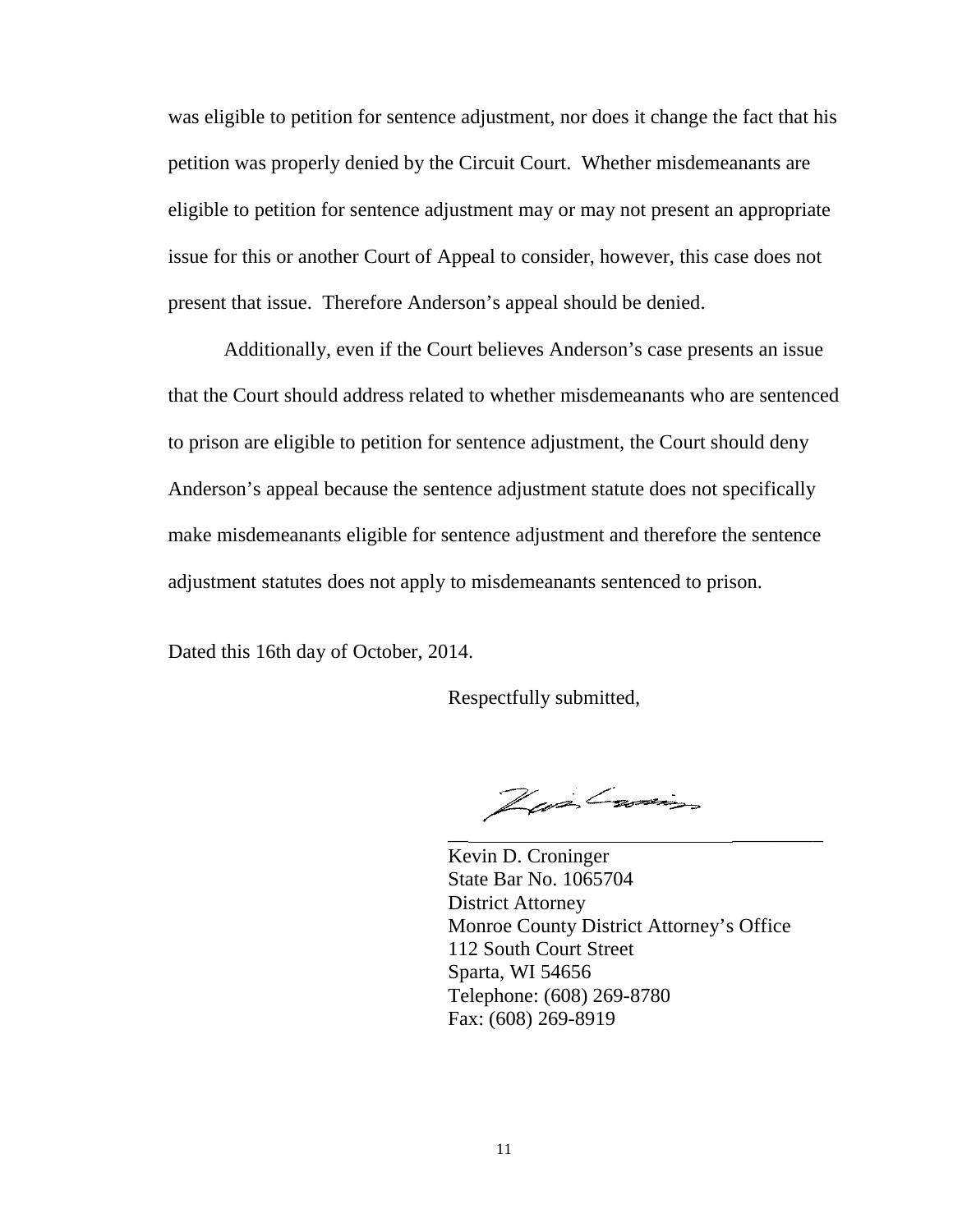was eligible to petition for sentence adjustment, nor does it change the fact that his petition was properly denied by the Circuit Court. Whether misdemeanants are eligible to petition for sentence adjustment may or may not present an appropriate issue for this or another Court of Appeal to consider, however, this case does not present that issue. Therefore Anderson's appeal should be denied.

Additionally, even if the Court believes Anderson's case presents an issue that the Court should address related to whether misdemeanants who are sentenced to prison are eligible to petition for sentence adjustment, the Court should deny Anderson's appeal because the sentence adjustment statute does not specifically make misdemeanants eligible for sentence adjustment and therefore the sentence adjustment statutes does not apply to misdemeanants sentenced to prison.

Dated this 16th day of October, 2014.

Respectfully submitted,

\_\_\_\_\_\_\_\_\_\_\_\_\_\_\_\_\_\_\_\_\_\_\_\_\_\_\_\_\_\_\_\_

Kevin D. Croninger
State Bar No. 1065704
District Attorney
Monroe County District Attorney's Office
112 South Court Street
Sparta, WI 54656
Telephone: (608) 269-8780
Fax: (608) 269-8919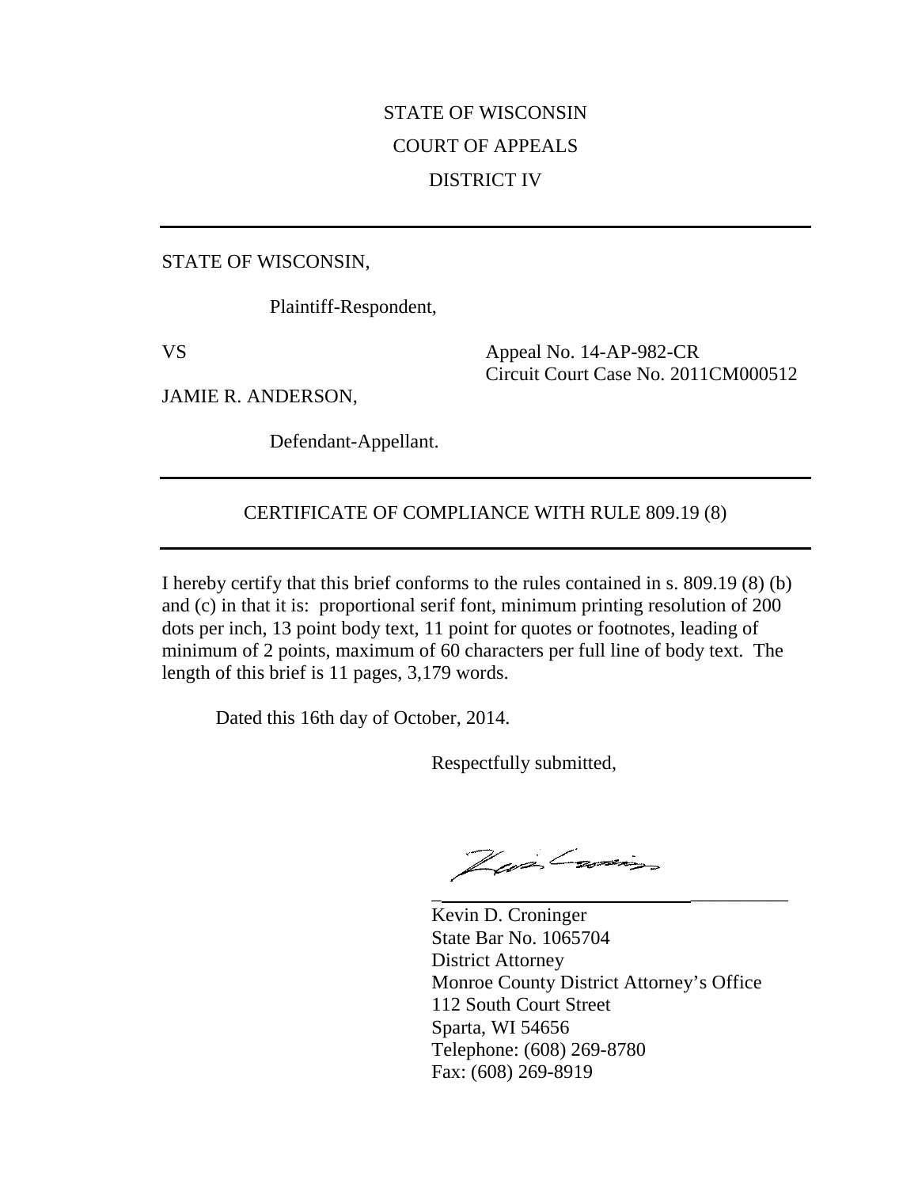STATE OF WISCONSIN

COURT OF APPEALS

DISTRICT IV

---

STATE OF WISCONSIN,

Plaintiff-Respondent,

VS

Appeal No. 14-AP-982-CR
Circuit Court Case No. 2011CM000512

JAMIE R. ANDERSON,

Defendant-Appellant.

---

CERTIFICATE OF COMPLIANCE WITH RULE 809.19 (8)

---

I hereby certify that this brief conforms to the rules contained in s. 809.19 (8) (b) and (c) in that it is: proportional serif font, minimum printing resolution of 200 dots per inch, 13 point body text, 11 point for quotes or footnotes, leading of minimum of 2 points, maximum of 60 characters per full line of body text. The length of this brief is 11 pages, 3,179 words.

Dated this 16th day of October, 2014.

Respectfully submitted,

\_\_\_\_\_\_\_\_\_\_\_\_\_\_\_\_\_\_\_\_\_\_\_\_\_\_\_\_\_\_\_\_\_\_\_\_\_\_

Kevin D. Croninger
State Bar No. 1065704
District Attorney
Monroe County District Attorney's Office
112 South Court Street
Sparta, WI 54656
Telephone: (608) 269-8780
Fax: (608) 269-8919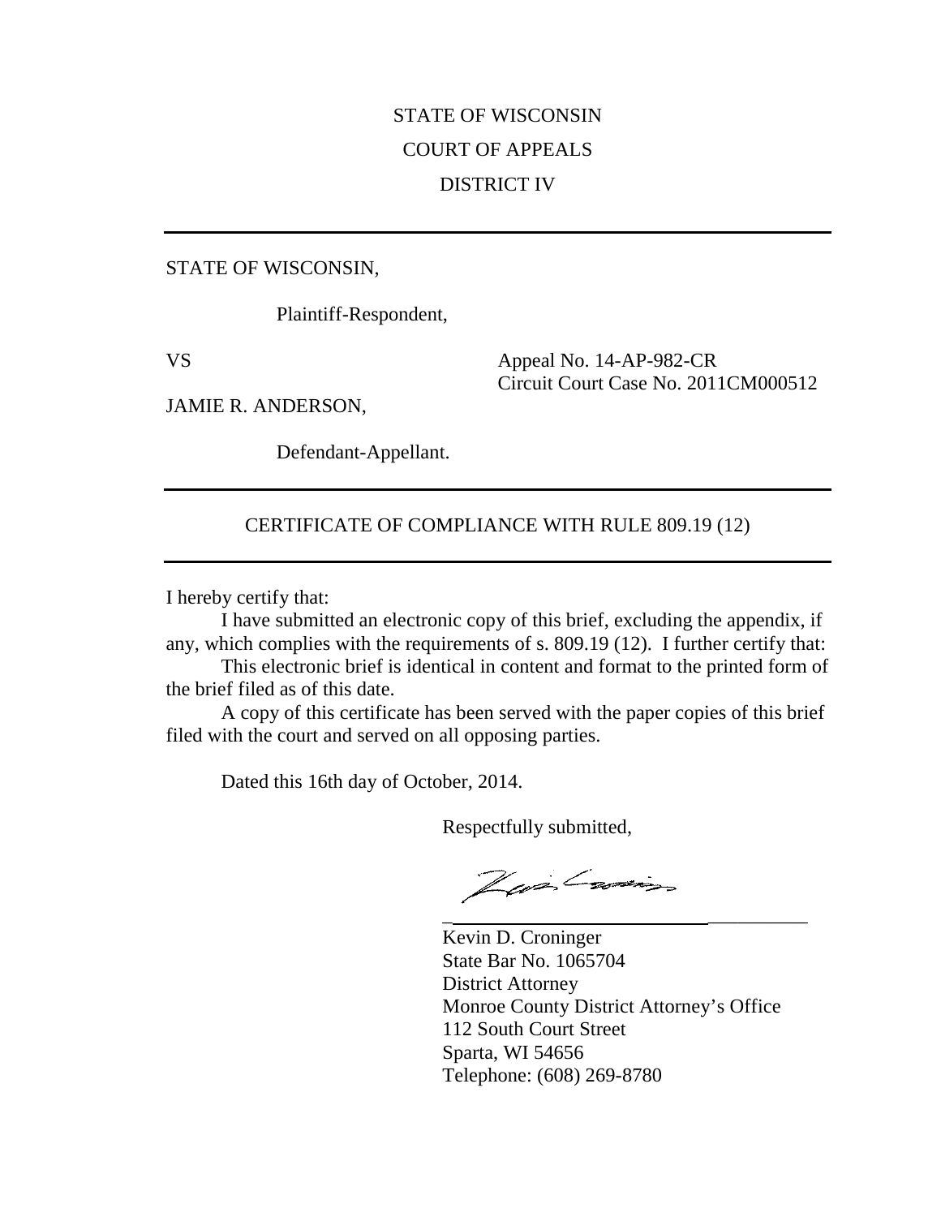STATE OF WISCONSIN

COURT OF APPEALS

DISTRICT IV

---

STATE OF WISCONSIN,

Plaintiff-Respondent,

VS

Appeal No. 14-AP-982-CR
Circuit Court Case No. 2011CM000512

JAMIE R. ANDERSON,

Defendant-Appellant.

---

CERTIFICATE OF COMPLIANCE WITH RULE 809.19 (12)

---

I hereby certify that:

I have submitted an electronic copy of this brief, excluding the appendix, if any, which complies with the requirements of s. 809.19 (12). I further certify that:

This electronic brief is identical in content and format to the printed form of the brief filed as of this date.

A copy of this certificate has been served with the paper copies of this brief filed with the court and served on all opposing parties.

Dated this 16th day of October, 2014.

Respectfully submitted,

Kevin D. Croninger
State Bar No. 1065704
District Attorney
Monroe County District Attorney's Office
112 South Court Street
Sparta, WI 54656
Telephone: (608) 269-8780